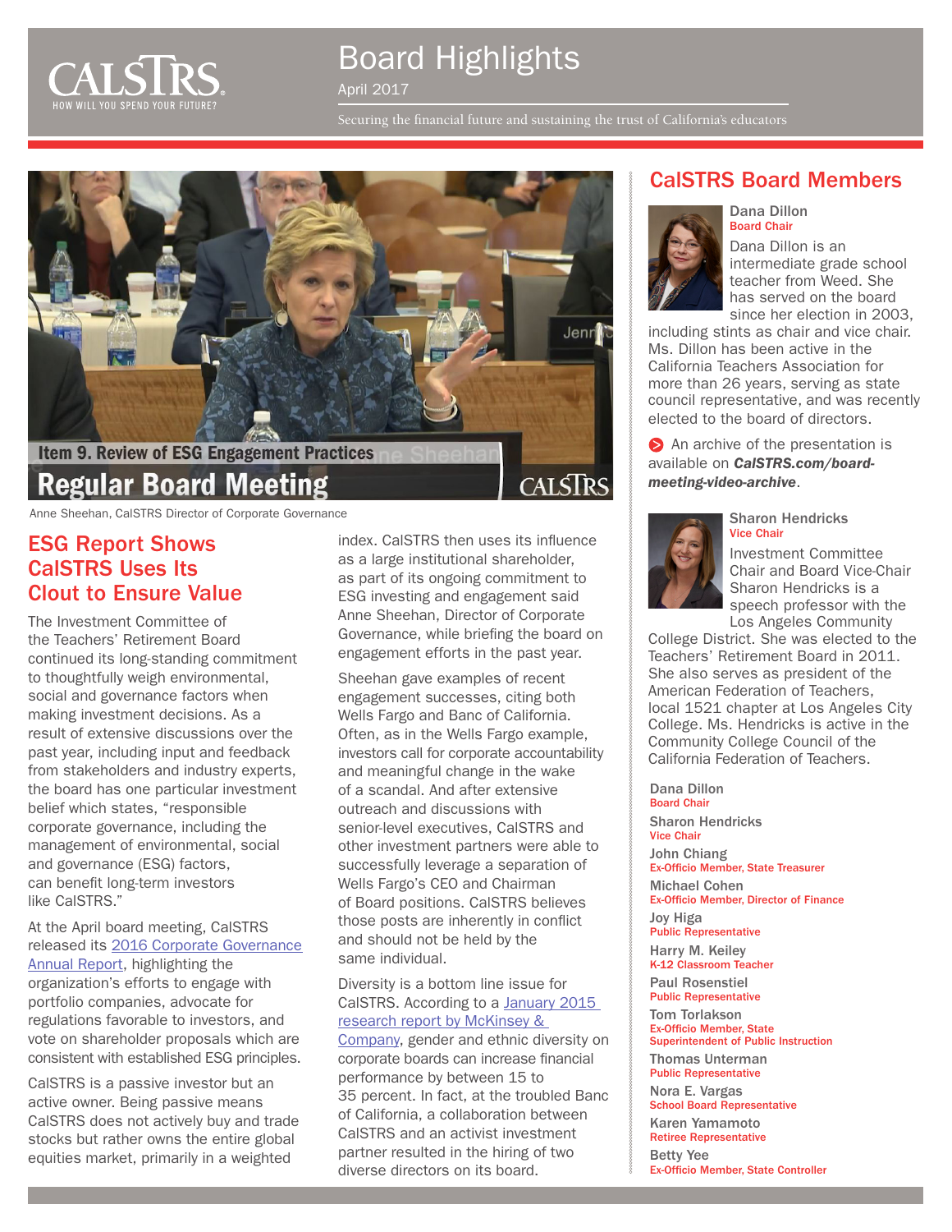# Board Highlights

April 2017

Securing the financial future and sustaining the trust of California's educators

Anne Sheehan, CalSTRS Director of Corporate Governance

## ESG Report Shows CalSTRS Uses Its Clout to Ensure Value

The Investment Committee of the Teachers' Retirement Board continued its long-standing commitment to thoughtfully weigh environmental, social and governance factors when making investment decisions. As a result of extensive discussions over the past year, including input and feedback from stakeholders and industry experts, the board has one particular investment belief which states, "responsible corporate governance, including the management of environmental, social and governance (ESG) factors, can benefit long-term investors like CalSTRS."

At the April board meeting, CalSTRS released its 2016 Corporate Governance Annual Report, highlighting the organization's efforts to engage with portfolio companies, advocate for regulations favorable to investors, and vote on shareholder proposals which are consistent with established ESG principles.

CalSTRS is a passive investor but an active owner. Being passive means CalSTRS does not actively buy and trade stocks but rather owns the entire global equities market, primarily in a weighted index. CalSTRS then uses its influence as a large institutional shareholder, as part of its ongoing commitment to ESG investing and engagement said Anne Sheehan, Director of Corporate Governance, while briefing the board on engagement efforts in the past year.

Sheehan gave examples of recent engagement successes, citing both Wells Fargo and Banc of California. Often, as in the Wells Fargo example, investors call for corporate accountability and meaningful change in the wake of a scandal. And after extensive outreach and discussions with senior-level executives, CalSTRS and other investment partners were able to successfully leverage a separation of Wells Fargo's CEO and Chairman of Board positions. CalSTRS believes those posts are inherently in conflict and should not be held by the same individual.

Diversity is a bottom line issue for CalSTRS. According to a January 2015 research report by McKinsey & Company, gender and ethnic diversity on corporate boards can increase financial performance by between 15 to 35 percent. In fact, at the troubled Banc of California, a collaboration between CalSTRS and an activist investment partner resulted in the hiring of two diverse directors on its board.

## CalSTRS Board Members

**Dana Dillon**
Board Chair

Dana Dillon is an intermediate grade school teacher from Weed. She has served on the board since her election in 2003, including stints as chair and vice chair. Ms. Dillon has been active in the California Teachers Association for more than 26 years, serving as state council representative, and was recently elected to the board of directors.

An archive of the presentation is available on ***CalSTRS.com/board-meeting-video-archive***.

**Sharon Hendricks**
Vice Chair

Investment Committee Chair and Board Vice-Chair Sharon Hendricks is a speech professor with the Los Angeles Community College District. She was elected to the Teachers' Retirement Board in 2011. She also serves as president of the American Federation of Teachers, local 1521 chapter at Los Angeles City College. Ms. Hendricks is active in the Community College Council of the California Federation of Teachers.

**Dana Dillon**
Board Chair

**Sharon Hendricks**
Vice Chair

**John Chiang**
Ex-Officio Member, State Treasurer

**Michael Cohen**
Ex-Officio Member, Director of Finance

**Joy Higa**
Public Representative

**Harry M. Keiley**
K-12 Classroom Teacher

**Paul Rosenstiel**
Public Representative

**Tom Torlakson**
Ex-Officio Member, State Superintendent of Public Instruction

**Thomas Unterman**
Public Representative

**Nora E. Vargas**
School Board Representative

**Karen Yamamoto**
Retiree Representative

**Betty Yee**
Ex-Officio Member, State Controller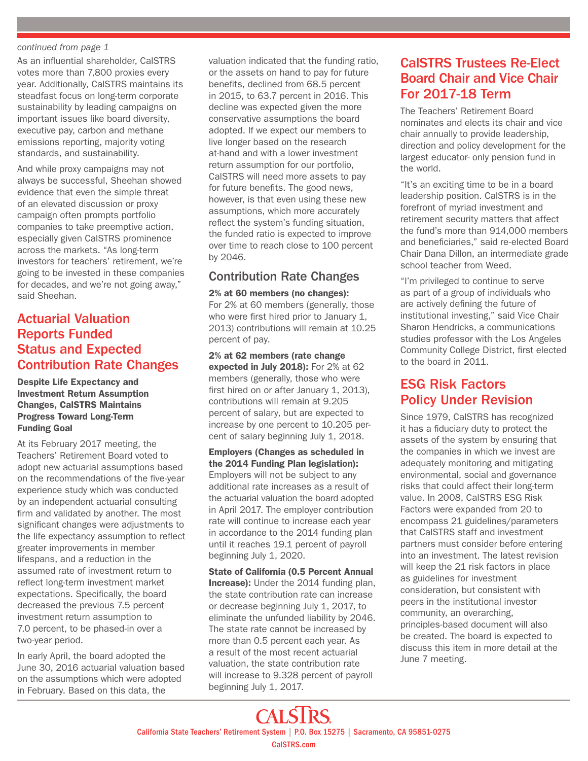*continued from page 1*

As an influential shareholder, CalSTRS votes more than 7,800 proxies every year. Additionally, CalSTRS maintains its steadfast focus on long-term corporate sustainability by leading campaigns on important issues like board diversity, executive pay, carbon and methane emissions reporting, majority voting standards, and sustainability.

And while proxy campaigns may not always be successful, Sheehan showed evidence that even the simple threat of an elevated discussion or proxy campaign often prompts portfolio companies to take preemptive action, especially given CalSTRS prominence across the markets. "As long-term investors for teachers' retirement, we're going to be invested in these companies for decades, and we're not going away," said Sheehan.

## Actuarial Valuation Reports Funded Status and Expected Contribution Rate Changes

**Despite Life Expectancy and Investment Return Assumption Changes, CalSTRS Maintains Progress Toward Long-Term Funding Goal**

At its February 2017 meeting, the Teachers' Retirement Board voted to adopt new actuarial assumptions based on the recommendations of the five-year experience study which was conducted by an independent actuarial consulting firm and validated by another. The most significant changes were adjustments to the life expectancy assumption to reflect greater improvements in member lifespans, and a reduction in the assumed rate of investment return to reflect long-term investment market expectations. Specifically, the board decreased the previous 7.5 percent investment return assumption to 7.0 percent, to be phased-in over a two-year period.

In early April, the board adopted the June 30, 2016 actuarial valuation based on the assumptions which were adopted in February. Based on this data, the valuation indicated that the funding ratio, or the assets on hand to pay for future benefits, declined from 68.5 percent in 2015, to 63.7 percent in 2016. This decline was expected given the more conservative assumptions the board adopted. If we expect our members to live longer based on the research at-hand and with a lower investment return assumption for our portfolio, CalSTRS will need more assets to pay for future benefits. The good news, however, is that even using these new assumptions, which more accurately reflect the system's funding situation, the funded ratio is expected to improve over time to reach close to 100 percent by 2046.

### Contribution Rate Changes

**2% at 60 members (no changes):** For 2% at 60 members (generally, those who were first hired prior to January 1, 2013) contributions will remain at 10.25 percent of pay.

**2% at 62 members (rate change expected in July 2018):** For 2% at 62 members (generally, those who were first hired on or after January 1, 2013), contributions will remain at 9.205 percent of salary, but are expected to increase by one percent to 10.205 percent of salary beginning July 1, 2018.

**Employers (Changes as scheduled in the 2014 Funding Plan legislation):** Employers will not be subject to any additional rate increases as a result of the actuarial valuation the board adopted in April 2017. The employer contribution rate will continue to increase each year in accordance to the 2014 funding plan until it reaches 19.1 percent of payroll beginning July 1, 2020.

**State of California (0.5 Percent Annual Increase):** Under the 2014 funding plan, the state contribution rate can increase or decrease beginning July 1, 2017, to eliminate the unfunded liability by 2046. The state rate cannot be increased by more than 0.5 percent each year. As a result of the most recent actuarial valuation, the state contribution rate will increase to 9.328 percent of payroll beginning July 1, 2017.

## CalSTRS Trustees Re-Elect Board Chair and Vice Chair For 2017-18 Term

The Teachers' Retirement Board nominates and elects its chair and vice chair annually to provide leadership, direction and policy development for the largest educator- only pension fund in the world.

"It's an exciting time to be in a board leadership position. CalSTRS is in the forefront of myriad investment and retirement security matters that affect the fund's more than 914,000 members and beneficiaries," said re-elected Board Chair Dana Dillon, an intermediate grade school teacher from Weed.

"I'm privileged to continue to serve as part of a group of individuals who are actively defining the future of institutional investing," said Vice Chair Sharon Hendricks, a communications studies professor with the Los Angeles Community College District, first elected to the board in 2011.

## ESG Risk Factors Policy Under Revision

Since 1979, CalSTRS has recognized it has a fiduciary duty to protect the assets of the system by ensuring that the companies in which we invest are adequately monitoring and mitigating environmental, social and governance risks that could affect their long-term value. In 2008, CalSTRS ESG Risk Factors were expanded from 20 to encompass 21 guidelines/parameters that CalSTRS staff and investment partners must consider before entering into an investment. The latest revision will keep the 21 risk factors in place as guidelines for investment consideration, but consistent with peers in the institutional investor community, an overarching, principles-based document will also be created. The board is expected to discuss this item in more detail at the June 7 meeting.

CALSTRS

California State Teachers' Retirement System | P.O. Box 15275 | Sacramento, CA 95851-0275

CalSTRS.com